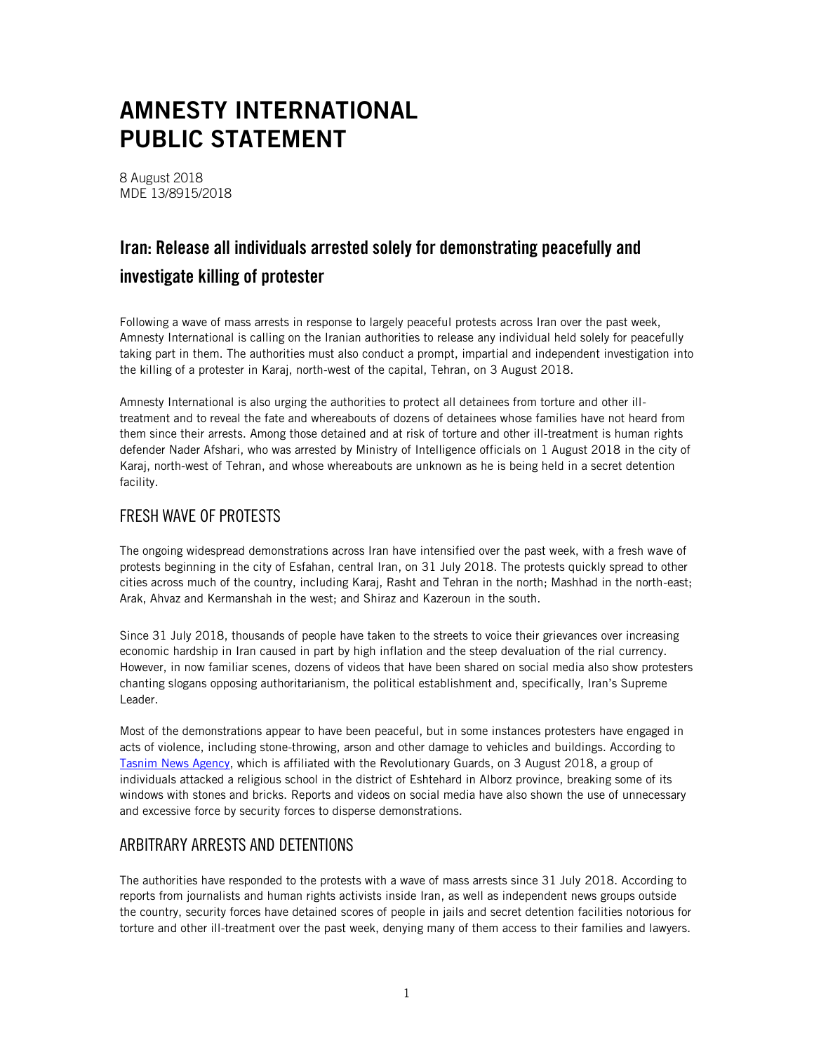# AMNESTY INTERNATIONAL PUBLIC STATEMENT

8 August 2018
MDE 13/8915/2018

## Iran: Release all individuals arrested solely for demonstrating peacefully and investigate killing of protester

Following a wave of mass arrests in response to largely peaceful protests across Iran over the past week, Amnesty International is calling on the Iranian authorities to release any individual held solely for peacefully taking part in them. The authorities must also conduct a prompt, impartial and independent investigation into the killing of a protester in Karaj, north-west of the capital, Tehran, on 3 August 2018.

Amnesty International is also urging the authorities to protect all detainees from torture and other ill-treatment and to reveal the fate and whereabouts of dozens of detainees whose families have not heard from them since their arrests. Among those detained and at risk of torture and other ill-treatment is human rights defender Nader Afshari, who was arrested by Ministry of Intelligence officials on 1 August 2018 in the city of Karaj, north-west of Tehran, and whose whereabouts are unknown as he is being held in a secret detention facility.

### FRESH WAVE OF PROTESTS

The ongoing widespread demonstrations across Iran have intensified over the past week, with a fresh wave of protests beginning in the city of Esfahan, central Iran, on 31 July 2018. The protests quickly spread to other cities across much of the country, including Karaj, Rasht and Tehran in the north; Mashhad in the north-east; Arak, Ahvaz and Kermanshah in the west; and Shiraz and Kazeroun in the south.

Since 31 July 2018, thousands of people have taken to the streets to voice their grievances over increasing economic hardship in Iran caused in part by high inflation and the steep devaluation of the rial currency. However, in now familiar scenes, dozens of videos that have been shared on social media also show protesters chanting slogans opposing authoritarianism, the political establishment and, specifically, Iran's Supreme Leader.

Most of the demonstrations appear to have been peaceful, but in some instances protesters have engaged in acts of violence, including stone-throwing, arson and other damage to vehicles and buildings. According to Tasnim News Agency, which is affiliated with the Revolutionary Guards, on 3 August 2018, a group of individuals attacked a religious school in the district of Eshtehard in Alborz province, breaking some of its windows with stones and bricks. Reports and videos on social media have also shown the use of unnecessary and excessive force by security forces to disperse demonstrations.

### ARBITRARY ARRESTS AND DETENTIONS

The authorities have responded to the protests with a wave of mass arrests since 31 July 2018. According to reports from journalists and human rights activists inside Iran, as well as independent news groups outside the country, security forces have detained scores of people in jails and secret detention facilities notorious for torture and other ill-treatment over the past week, denying many of them access to their families and lawyers.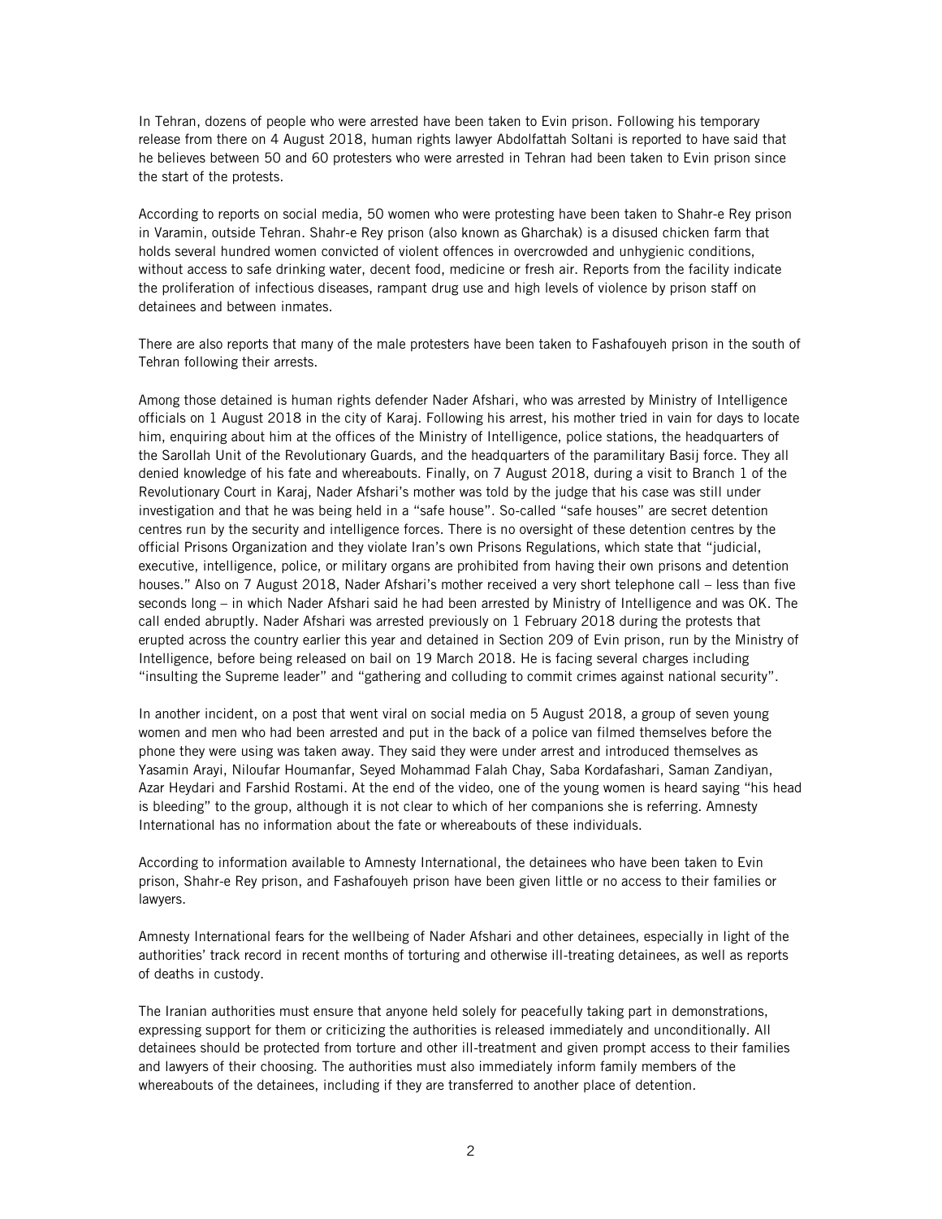In Tehran, dozens of people who were arrested have been taken to Evin prison. Following his temporary release from there on 4 August 2018, human rights lawyer Abdolfattah Soltani is reported to have said that he believes between 50 and 60 protesters who were arrested in Tehran had been taken to Evin prison since the start of the protests.

According to reports on social media, 50 women who were protesting have been taken to Shahr-e Rey prison in Varamin, outside Tehran. Shahr-e Rey prison (also known as Gharchak) is a disused chicken farm that holds several hundred women convicted of violent offences in overcrowded and unhygienic conditions, without access to safe drinking water, decent food, medicine or fresh air. Reports from the facility indicate the proliferation of infectious diseases, rampant drug use and high levels of violence by prison staff on detainees and between inmates.

There are also reports that many of the male protesters have been taken to Fashafouyeh prison in the south of Tehran following their arrests.

Among those detained is human rights defender Nader Afshari, who was arrested by Ministry of Intelligence officials on 1 August 2018 in the city of Karaj. Following his arrest, his mother tried in vain for days to locate him, enquiring about him at the offices of the Ministry of Intelligence, police stations, the headquarters of the Sarollah Unit of the Revolutionary Guards, and the headquarters of the paramilitary Basij force. They all denied knowledge of his fate and whereabouts. Finally, on 7 August 2018, during a visit to Branch 1 of the Revolutionary Court in Karaj, Nader Afshari's mother was told by the judge that his case was still under investigation and that he was being held in a "safe house". So-called "safe houses" are secret detention centres run by the security and intelligence forces. There is no oversight of these detention centres by the official Prisons Organization and they violate Iran's own Prisons Regulations, which state that "judicial, executive, intelligence, police, or military organs are prohibited from having their own prisons and detention houses." Also on 7 August 2018, Nader Afshari's mother received a very short telephone call – less than five seconds long – in which Nader Afshari said he had been arrested by Ministry of Intelligence and was OK. The call ended abruptly. Nader Afshari was arrested previously on 1 February 2018 during the protests that erupted across the country earlier this year and detained in Section 209 of Evin prison, run by the Ministry of Intelligence, before being released on bail on 19 March 2018. He is facing several charges including "insulting the Supreme leader" and "gathering and colluding to commit crimes against national security".

In another incident, on a post that went viral on social media on 5 August 2018, a group of seven young women and men who had been arrested and put in the back of a police van filmed themselves before the phone they were using was taken away. They said they were under arrest and introduced themselves as Yasamin Arayi, Niloufar Houmanfar, Seyed Mohammad Falah Chay, Saba Kordafashari, Saman Zandiyan, Azar Heydari and Farshid Rostami. At the end of the video, one of the young women is heard saying "his head is bleeding" to the group, although it is not clear to which of her companions she is referring. Amnesty International has no information about the fate or whereabouts of these individuals.

According to information available to Amnesty International, the detainees who have been taken to Evin prison, Shahr-e Rey prison, and Fashafouyeh prison have been given little or no access to their families or lawyers.

Amnesty International fears for the wellbeing of Nader Afshari and other detainees, especially in light of the authorities' track record in recent months of torturing and otherwise ill-treating detainees, as well as reports of deaths in custody.

The Iranian authorities must ensure that anyone held solely for peacefully taking part in demonstrations, expressing support for them or criticizing the authorities is released immediately and unconditionally. All detainees should be protected from torture and other ill-treatment and given prompt access to their families and lawyers of their choosing. The authorities must also immediately inform family members of the whereabouts of the detainees, including if they are transferred to another place of detention.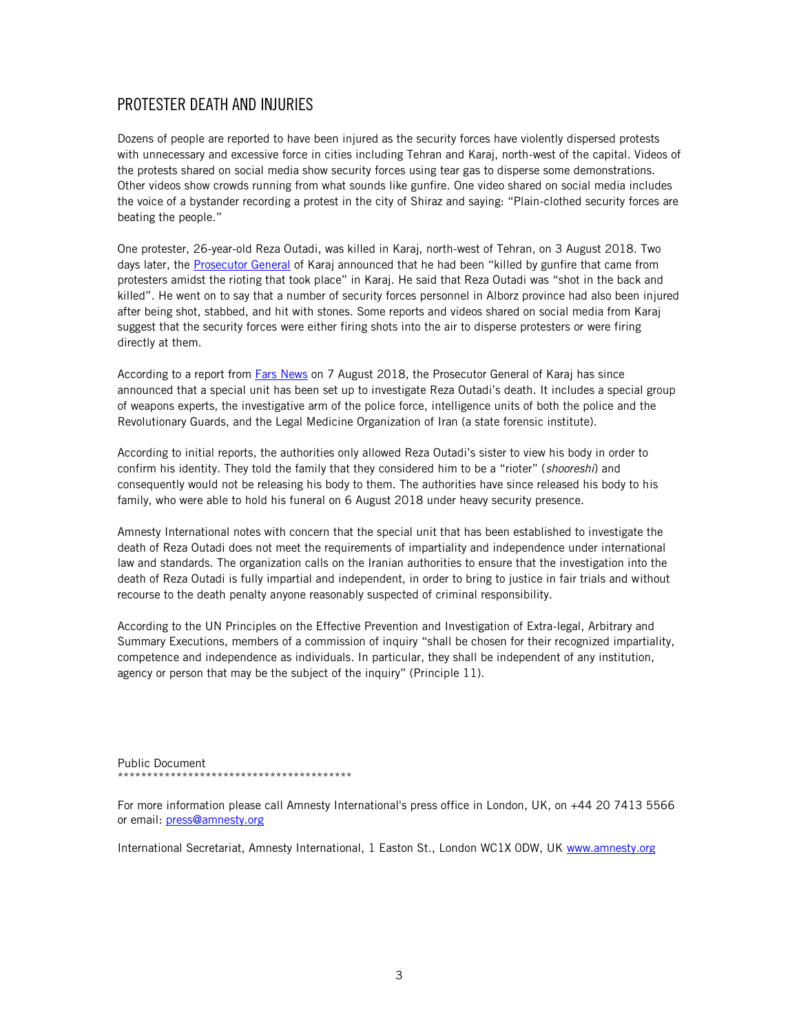## PROTESTER DEATH AND INJURIES

Dozens of people are reported to have been injured as the security forces have violently dispersed protests with unnecessary and excessive force in cities including Tehran and Karaj, north-west of the capital. Videos of the protests shared on social media show security forces using tear gas to disperse some demonstrations. Other videos show crowds running from what sounds like gunfire. One video shared on social media includes the voice of a bystander recording a protest in the city of Shiraz and saying: "Plain-clothed security forces are beating the people."

One protester, 26-year-old Reza Outadi, was killed in Karaj, north-west of Tehran, on 3 August 2018. Two days later, the Prosecutor General of Karaj announced that he had been "killed by gunfire that came from protesters amidst the rioting that took place" in Karaj. He said that Reza Outadi was "shot in the back and killed". He went on to say that a number of security forces personnel in Alborz province had also been injured after being shot, stabbed, and hit with stones. Some reports and videos shared on social media from Karaj suggest that the security forces were either firing shots into the air to disperse protesters or were firing directly at them.

According to a report from Fars News on 7 August 2018, the Prosecutor General of Karaj has since announced that a special unit has been set up to investigate Reza Outadi's death. It includes a special group of weapons experts, the investigative arm of the police force, intelligence units of both the police and the Revolutionary Guards, and the Legal Medicine Organization of Iran (a state forensic institute).

According to initial reports, the authorities only allowed Reza Outadi's sister to view his body in order to confirm his identity. They told the family that they considered him to be a "rioter" (*shooreshi*) and consequently would not be releasing his body to them. The authorities have since released his body to his family, who were able to hold his funeral on 6 August 2018 under heavy security presence.

Amnesty International notes with concern that the special unit that has been established to investigate the death of Reza Outadi does not meet the requirements of impartiality and independence under international law and standards. The organization calls on the Iranian authorities to ensure that the investigation into the death of Reza Outadi is fully impartial and independent, in order to bring to justice in fair trials and without recourse to the death penalty anyone reasonably suspected of criminal responsibility.

According to the UN Principles on the Effective Prevention and Investigation of Extra-legal, Arbitrary and Summary Executions, members of a commission of inquiry "shall be chosen for their recognized impartiality, competence and independence as individuals. In particular, they shall be independent of any institution, agency or person that may be the subject of the inquiry" (Principle 11).

Public Document
****************************************

For more information please call Amnesty International's press office in London, UK, on +44 20 7413 5566 or email: press@amnesty.org

International Secretariat, Amnesty International, 1 Easton St., London WC1X 0DW, UK www.amnesty.org